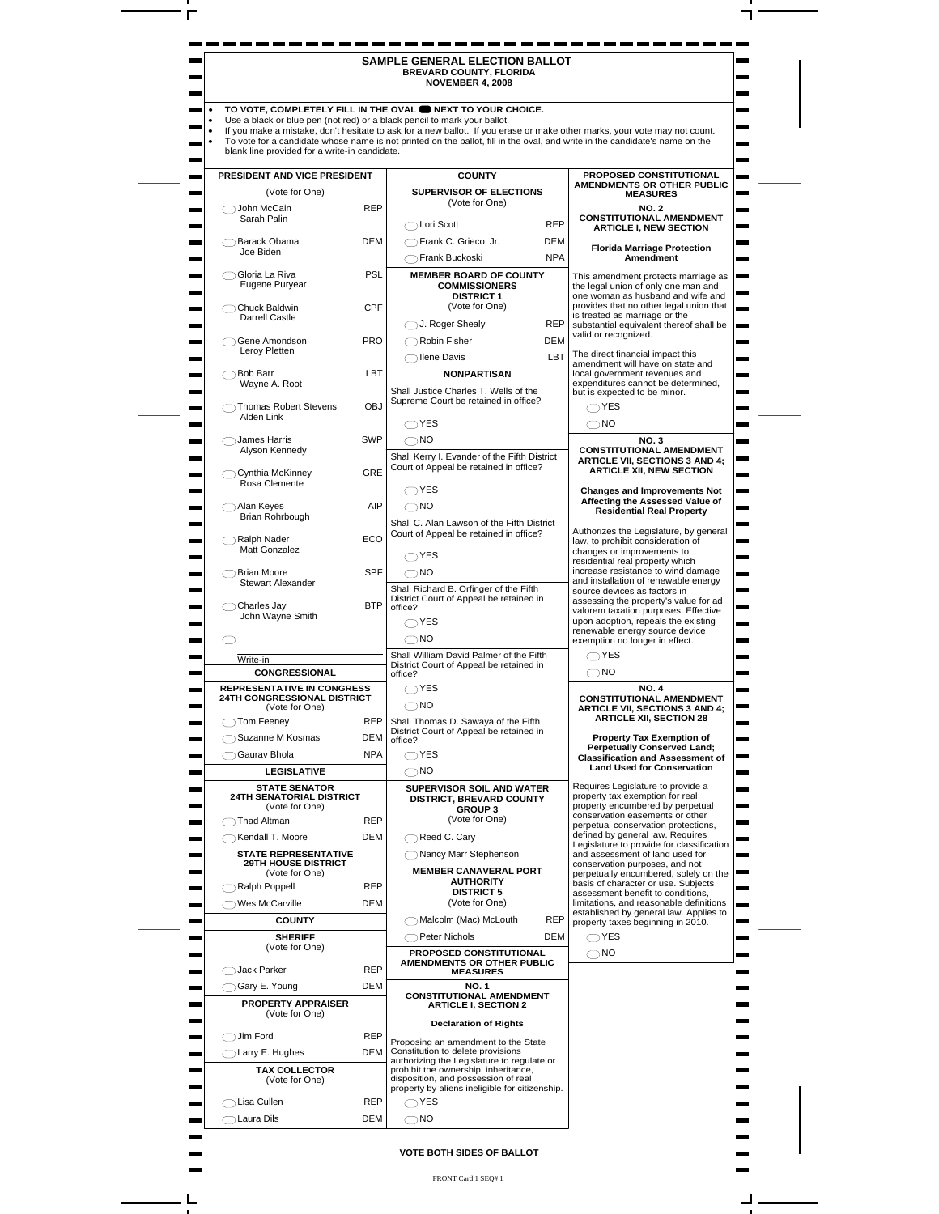# SAMPLE GENERAL ELECTION BALLOT

**BREVARD COUNTY, FLORIDA**
**NOVEMBER 4, 2008**

- **TO VOTE, COMPLETELY FILL IN THE OVAL ⬬ NEXT TO YOUR CHOICE.**
- Use a black or blue pen (not red) or a black pencil to mark your ballot.
- If you make a mistake, don't hesitate to ask for a new ballot. If you erase or make other marks, your vote may not count.
- To vote for a candidate whose name is not printed on the ballot, fill in the oval, and write in the candidate's name on the blank line provided for a write-in candidate.

## PRESIDENT AND VICE PRESIDENT

(Vote for One)

| Candidates | Party |
|---|---|
| ◯ John McCain / Sarah Palin | REP |
| ◯ Barack Obama / Joe Biden | DEM |
| ◯ Gloria La Riva / Eugene Puryear | PSL |
| ◯ Chuck Baldwin / Darrell Castle | CPF |
| ◯ Gene Amondson / Leroy Pletten | PRO |
| ◯ Bob Barr / Wayne A. Root | LBT |
| ◯ Thomas Robert Stevens / Alden Link | OBJ |
| ◯ James Harris / Alyson Kennedy | SWP |
| ◯ Cynthia McKinney / Rosa Clemente | GRE |
| ◯ Alan Keyes / Brian Rohrbough | AIP |
| ◯ Ralph Nader / Matt Gonzalez | ECO |
| ◯ Brian Moore / Stewart Alexander | SPF |
| ◯ Charles Jay / John Wayne Smith | BTP |
| ◯ ______ Write-in | |

## CONGRESSIONAL

### REPRESENTATIVE IN CONGRESS 24TH CONGRESSIONAL DISTRICT

(Vote for One)

- ◯ Tom Feeney — REP
- ◯ Suzanne M Kosmas — DEM
- ◯ Gaurav Bhola — NPA

## LEGISLATIVE

### STATE SENATOR 24TH SENATORIAL DISTRICT

(Vote for One)

- ◯ Thad Altman — REP
- ◯ Kendall T. Moore — DEM

### STATE REPRESENTATIVE 29TH HOUSE DISTRICT

(Vote for One)

- ◯ Ralph Poppell — REP
- ◯ Wes McCarville — DEM

## COUNTY

### SHERIFF

(Vote for One)

- ◯ Jack Parker — REP
- ◯ Gary E. Young — DEM

### PROPERTY APPRAISER

(Vote for One)

- ◯ Jim Ford — REP
- ◯ Larry E. Hughes — DEM

### TAX COLLECTOR

(Vote for One)

- ◯ Lisa Cullen — REP
- ◯ Laura Dils — DEM

## COUNTY

### SUPERVISOR OF ELECTIONS

(Vote for One)

- ◯ Lori Scott — REP
- ◯ Frank C. Grieco, Jr. — DEM
- ◯ Frank Buckoski — NPA

### MEMBER BOARD OF COUNTY COMMISSIONERS DISTRICT 1

(Vote for One)

- ◯ J. Roger Shealy — REP
- ◯ Robin Fisher — DEM
- ◯ Ilene Davis — LBT

## NONPARTISAN

Shall Justice Charles T. Wells of the Supreme Court be retained in office?

- ◯ YES
- ◯ NO

Shall Kerry I. Evander of the Fifth District Court of Appeal be retained in office?

- ◯ YES
- ◯ NO

Shall C. Alan Lawson of the Fifth District Court of Appeal be retained in office?

- ◯ YES
- ◯ NO

Shall Richard B. Orfinger of the Fifth District Court of Appeal be retained in office?

- ◯ YES
- ◯ NO

Shall William David Palmer of the Fifth District Court of Appeal be retained in office?

- ◯ YES
- ◯ NO

Shall Thomas D. Sawaya of the Fifth District Court of Appeal be retained in office?

- ◯ YES
- ◯ NO

### SUPERVISOR SOIL AND WATER DISTRICT, BREVARD COUNTY GROUP 3

(Vote for One)

- ◯ Reed C. Cary
- ◯ Nancy Marr Stephenson

### MEMBER CANAVERAL PORT AUTHORITY DISTRICT 5

(Vote for One)

- ◯ Malcolm (Mac) McLouth — REP
- ◯ Peter Nichols — DEM

## PROPOSED CONSTITUTIONAL AMENDMENTS OR OTHER PUBLIC MEASURES

### NO. 1 CONSTITUTIONAL AMENDMENT ARTICLE I, SECTION 2

**Declaration of Rights**

Proposing an amendment to the State Constitution to delete provisions authorizing the Legislature to regulate or prohibit the ownership, inheritance, disposition, and possession of real property by aliens ineligible for citizenship.

- ◯ YES
- ◯ NO

### NO. 2 CONSTITUTIONAL AMENDMENT ARTICLE I, NEW SECTION

**Florida Marriage Protection Amendment**

This amendment protects marriage as the legal union of only one man and one woman as husband and wife and provides that no other legal union that is treated as marriage or the substantial equivalent thereof shall be valid or recognized.

The direct financial impact this amendment will have on state and local government revenues and expenditures cannot be determined, but is expected to be minor.

- ◯ YES
- ◯ NO

### NO. 3 CONSTITUTIONAL AMENDMENT ARTICLE VII, SECTIONS 3 AND 4; ARTICLE XII, NEW SECTION

**Changes and Improvements Not Affecting the Assessed Value of Residential Real Property**

Authorizes the Legislature, by general law, to prohibit consideration of changes or improvements to residential real property which increase resistance to wind damage and installation of renewable energy source devices as factors in assessing the property's value for ad valorem taxation purposes. Effective upon adoption, repeals the existing renewable energy source device exemption no longer in effect.

- ◯ YES
- ◯ NO

### NO. 4 CONSTITUTIONAL AMENDMENT ARTICLE VII, SECTIONS 3 AND 4; ARTICLE XII, SECTION 28

**Property Tax Exemption of Perpetually Conserved Land; Classification and Assessment of Land Used for Conservation**

Requires Legislature to provide a property tax exemption for real property encumbered by perpetual conservation easements or other perpetual conservation protections, defined by general law. Requires Legislature to provide for classification and assessment of land used for conservation purposes, and not perpetually encumbered, solely on the basis of character or use. Subjects assessment benefit to conditions, limitations, and reasonable definitions established by general law. Applies to property taxes beginning in 2010.

- ◯ YES
- ◯ NO

**VOTE BOTH SIDES OF BALLOT**

FRONT Card 1 SEQ# 1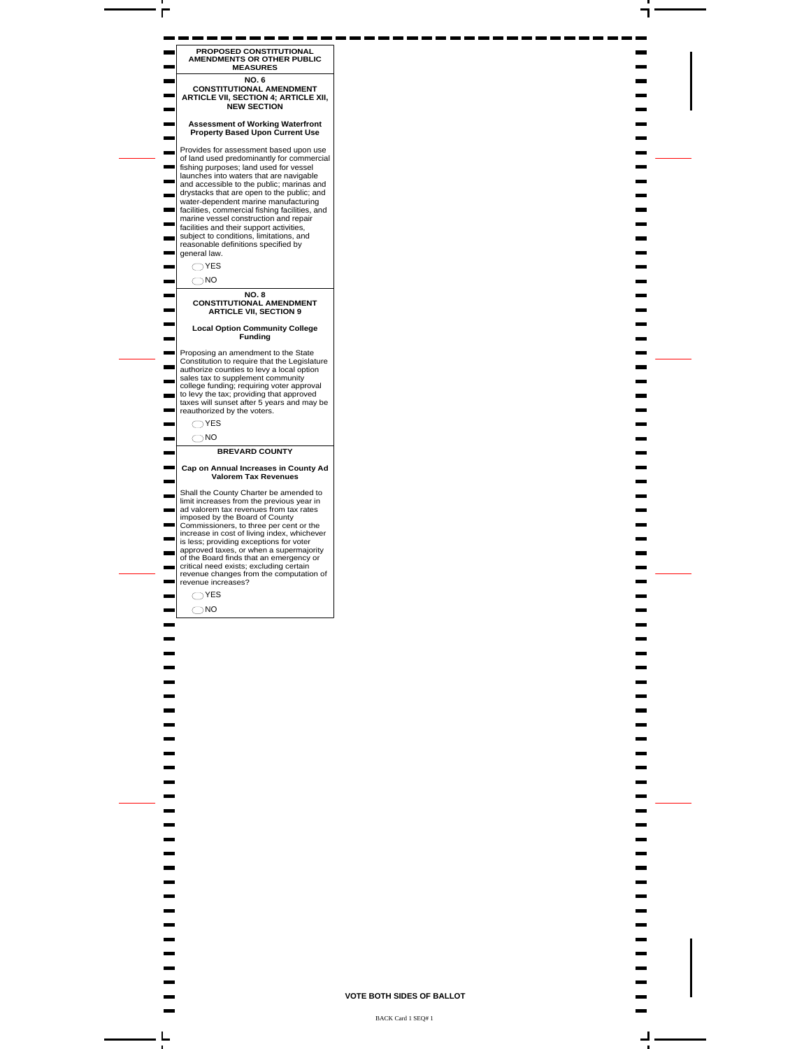## PROPOSED CONSTITUTIONAL AMENDMENTS OR OTHER PUBLIC MEASURES

### NO. 6
### CONSTITUTIONAL AMENDMENT ARTICLE VII, SECTION 4; ARTICLE XII, NEW SECTION

**Assessment of Working Waterfront Property Based Upon Current Use**

Provides for assessment based upon use of land used predominantly for commercial fishing purposes; land used for vessel launches into waters that are navigable and accessible to the public; marinas and drystacks that are open to the public; and water-dependent marine manufacturing facilities, commercial fishing facilities, and marine vessel construction and repair facilities and their support activities, subject to conditions, limitations, and reasonable definitions specified by general law.

- ◯ YES
- ◯ NO

### NO. 8
### CONSTITUTIONAL AMENDMENT ARTICLE VII, SECTION 9

**Local Option Community College Funding**

Proposing an amendment to the State Constitution to require that the Legislature authorize counties to levy a local option sales tax to supplement community college funding; requiring voter approval to levy the tax; providing that approved taxes will sunset after 5 years and may be reauthorized by the voters.

- ◯ YES
- ◯ NO

### BREVARD COUNTY

**Cap on Annual Increases in County Ad Valorem Tax Revenues**

Shall the County Charter be amended to limit increases from the previous year in ad valorem tax revenues from tax rates imposed by the Board of County Commissioners, to three per cent or the increase in cost of living index, whichever is less; providing exceptions for voter approved taxes, or when a supermajority of the Board finds that an emergency or critical need exists; excluding certain revenue changes from the computation of revenue increases?

- ◯ YES
- ◯ NO

**VOTE BOTH SIDES OF BALLOT**

BACK Card 1 SEQ# 1